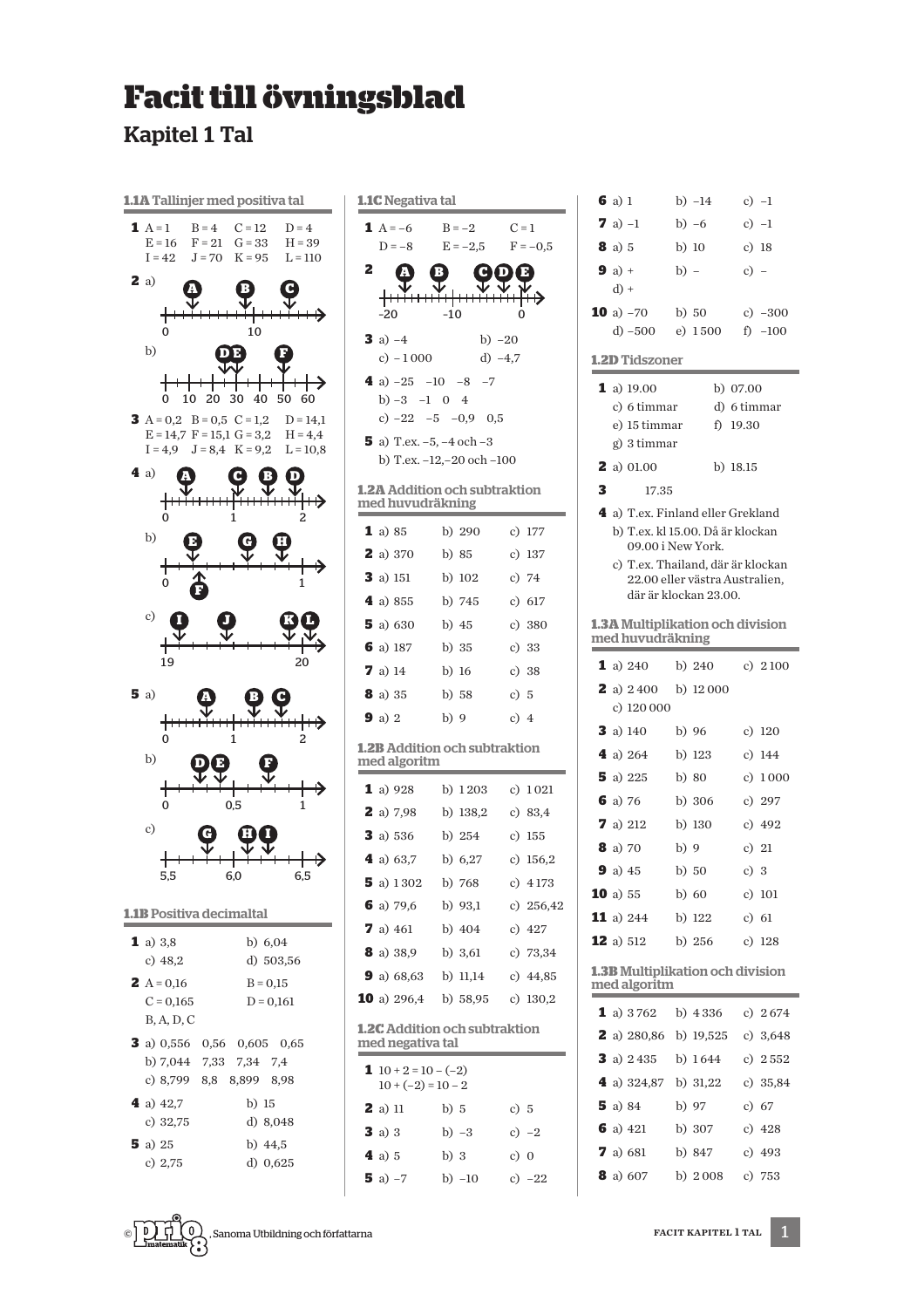# Facit till övningsblad

## Kapitel 1 Tal

### 1.1A Tallinjer med positiva tal

**1** A = 1 B = 4 C = 12 D = 4
E = 16 F = 21 G = 33 H = 39
I = 42 J = 70 K = 95 L = 110

**2** a) (tallinje 0–10 med A, B, C markerade)

b) (tallinje 0–60 med D, E, F markerade)

**3** A = 0,2 B = 0,5 C = 1,2 D = 14,1
E = 14,7 F = 15,1 G = 3,2 H = 4,4
I = 4,9 J = 8,4 K = 9,2 L = 10,8

**4** a) (tallinje 0–2 med A, C, B, D markerade)

b) (tallinje 0–1 med E, F, G, H markerade)

c) (tallinje 19–20 med I, J, K, L markerade)

**5** a) (tallinje 0–2 med A, B, C markerade)

b) (tallinje 0–1 med D, E, F markerade)

c) (tallinje 5,5–6,5 med G, H, I markerade)

### 1.1B Positiva decimaltal

**1** a) 3,8 b) 6,04
c) 48,2 d) 503,56

**2** A = 0,16 B = 0,15
C = 0,165 D = 0,161
B, A, D, C

**3** a) 0,556 0,56 0,605 0,65
b) 7,044 7,33 7,34 7,4
c) 8,799 8,8 8,899 8,98

**4** a) 42,7 b) 15
c) 32,75 d) 8,048

**5** a) 25 b) 44,5
c) 2,75 d) 0,625

### 1.1C Negativa tal

**1** A = −6 B = −2 C = 1
D = −8 E = −2,5 F = −0,5

**2** (tallinje −20 till 0 med A, B, C, D, E markerade)

**3** a) −4 b) −20
c) −1 000 d) −4,7

**4** a) −25 −10 −8 −7
b) −3 −1 0 4
c) −22 −5 −0,9 0,5

**5** a) T.ex. −5, −4 och −3
b) T.ex. −12, −20 och −100

### 1.2A Addition och subtraktion med huvudräkning

**1** a) 85 b) 290 c) 177

**2** a) 370 b) 85 c) 137

**3** a) 151 b) 102 c) 74

**4** a) 855 b) 745 c) 617

**5** a) 630 b) 45 c) 380

**6** a) 187 b) 35 c) 33

**7** a) 14 b) 16 c) 38

**8** a) 35 b) 58 c) 5

**9** a) 2 b) 9 c) 4

### 1.2B Addition och subtraktion med algoritm

**1** a) 928 b) 1 203 c) 1 021

**2** a) 7,98 b) 138,2 c) 83,4

**3** a) 536 b) 254 c) 155

**4** a) 63,7 b) 6,27 c) 156,2

**5** a) 1 302 b) 768 c) 4 173

**6** a) 79,6 b) 93,1 c) 256,42

**7** a) 461 b) 404 c) 427

**8** a) 38,9 b) 3,61 c) 73,34

**9** a) 68,63 b) 11,14 c) 44,85

**10** a) 296,4 b) 58,95 c) 130,2

### 1.2C Addition och subtraktion med negativa tal

**1** $10 + 2 = 10 - (-2)$
$10 + (-2) = 10 - 2$

**2** a) 11 b) 5 c) 5

**3** a) 3 b) −3 c) −2

**4** a) 5 b) 3 c) 0

**5** a) −7 b) −10 c) −22

**6** a) 1 b) −14 c) −1

**7** a) −1 b) −6 c) −1

**8** a) 5 b) 10 c) 18

**9** a) + b) − c) −
d) +

**10** a) −70 b) 50 c) −300
d) −500 e) 1 500 f) −100

### 1.2D Tidszoner

**1** a) 19.00 b) 07.00
c) 6 timmar d) 6 timmar
e) 15 timmar f) 19.30
g) 3 timmar

**2** a) 01.00 b) 18.15

**3** 17.35

**4** a) T.ex. Finland eller Grekland
b) T.ex. kl 15.00. Då är klockan 09.00 i New York.
c) T.ex. Thailand, där är klockan 22.00 eller västra Australien, där är klockan 23.00.

### 1.3A Multiplikation och division med huvudräkning

**1** a) 240 b) 240 c) 2 100

**2** a) 2 400 b) 12 000
c) 120 000

**3** a) 140 b) 96 c) 120

**4** a) 264 b) 123 c) 144

**5** a) 225 b) 80 c) 1 000

**6** a) 76 b) 306 c) 297

**7** a) 212 b) 130 c) 492

**8** a) 70 b) 9 c) 21

**9** a) 45 b) 50 c) 3

**10** a) 55 b) 60 c) 101

**11** a) 244 b) 122 c) 61

**12** a) 512 b) 256 c) 128

### 1.3B Multiplikation och division med algoritm

**1** a) 3 762 b) 4 336 c) 2 674

**2** a) 280,86 b) 19,525 c) 3,648

**3** a) 2 435 b) 1 644 c) 2 552

**4** a) 324,87 b) 31,22 c) 35,84

**5** a) 84 b) 97 c) 67

**6** a) 421 b) 307 c) 428

**7** a) 681 b) 847 c) 493

**8** a) 607 b) 2 008 c) 753

© Prio matematik 8, Sanoma Utbildning och författarna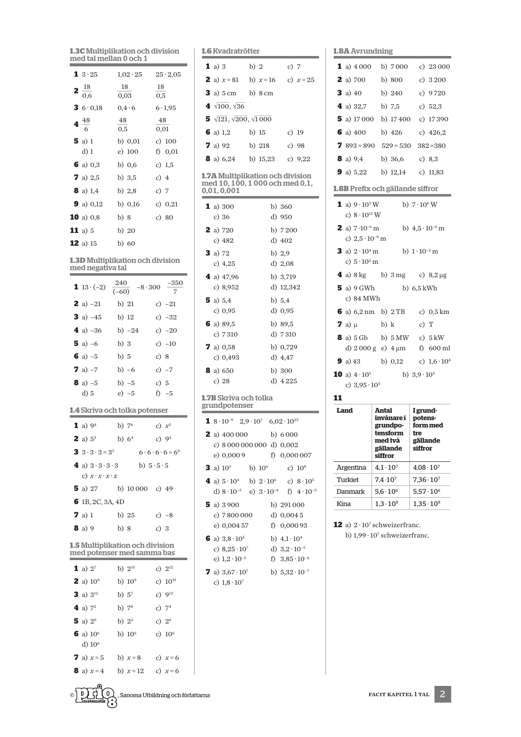### 1.3C Multiplikation och division med tal mellan 0 och 1

**1** $3 \cdot 25$ $1{,}02 \cdot 25$ $25 \cdot 2{,}05$

**2** $\frac{18}{0{,}6}$ $\frac{18}{0{,}03}$ $\frac{18}{0{,}5}$

**3** $6 \cdot 0{,}18$ $0{,}4 \cdot 6$ $6 \cdot 1{,}95$

**4** $\frac{48}{6}$ $\frac{48}{0{,}5}$ $\frac{48}{0{,}01}$

**5** a) 1 b) 0,01 c) 100 d) 1 e) 100 f) 0,01

**6** a) 0,3 b) 0,6 c) 1,5

**7** a) 2,5 b) 3,5 c) 4

**8** a) 1,4 b) 2,8 c) 7

**9** a) 0,12 b) 0,16 c) 0,21

**10** a) 0,8 b) 8 c) 80

**11** a) 5 b) 20

**12** a) 15 b) 60

### 1.3D Multiplikation och division med negativa tal

**1** $13 \cdot (-2)$ $\frac{240}{(-60)}$ $-8 \cdot 300$ $\frac{-350}{7}$

**2** a) −21 b) 21 c) −21

**3** a) −45 b) 12 c) −32

**4** a) −36 b) −24 c) −20

**5** a) −6 b) 3 c) −10

**6** a) −5 b) 5 c) 8

**7** a) −7 b) −6 c) −7

**8** a) −5 b) −5 c) 5 d) 5 e) −5 f) −5

### 1.4 Skriva och tolka potenser

**1** a) $9^4$ b) $7^6$ c) $x^3$

**2** a) $5^3$ b) $6^4$ c) $9^5$

**3** $3 \cdot 3 \cdot 3 = 3^3$ $6 \cdot 6 \cdot 6 \cdot 6 = 6^4$

**4** a) $3 \cdot 3 \cdot 3 \cdot 3$ b) $5 \cdot 5 \cdot 5$ c) $x \cdot x \cdot x \cdot x$

**5** a) 27 b) 10 000 c) 49

**6** 1B, 2C, 3A, 4D

**7** a) 1 b) 25 c) −8

**8** a) 9 b) 8 c) 3

### 1.5 Multiplikation och division med potenser med samma bas

**1** a) $2^7$ b) $2^{15}$ c) $2^{12}$

**2** a) $10^9$ b) $10^9$ c) $10^{19}$

**3** a) $3^{12}$ b) $5^7$ c) $9^{13}$

**4** a) $7^2$ b) $7^8$ c) $7^4$

**5** a) $2^6$ b) $2^2$ c) $2^6$

**6** a) $10^6$ b) $10^6$ c) $10^6$ d) $10^6$

**7** a) $x = 5$ b) $x = 8$ c) $x = 6$

**8** a) $x = 4$ b) $x = 12$ c) $x = 6$

### 1.6 Kvadratrötter

**1** a) 3 b) 2 c) 7

**2** a) $x = 81$ b) $x = 16$ c) $x = 25$

**3** a) 5 cm b) 8 cm

**4** $\sqrt{100}$, $\sqrt{36}$

**5** $\sqrt{121}$, $\sqrt{200}$, $\sqrt{1\,000}$

**6** a) 1,2 b) 15 c) 19

**7** a) 92 b) 218 c) 98

**8** a) 6,24 b) 15,23 c) 9,22

### 1.7A Multiplikation och division med 10, 100, 1 000 och med 0,1, 0,01, 0,001

**1** a) 300 b) 360 c) 36 d) 950

**2** a) 720 b) 7 200 c) 482 d) 402

**3** a) 72 b) 2,9 c) 4,25 d) 2,08

**4** a) 47,96 b) 3,719 c) 8,952 d) 12,342

**5** a) 5,4 b) 5,4 c) 0,95 d) 0,95

**6** a) 89,5 b) 89,5 c) 7 310 d) 7 310

**7** a) 0,58 b) 0,729 c) 0,493 d) 4,47

**8** a) 650 b) 300 c) 28 d) 4 225

### 1.7B Skriva och tolka grundpotenser

**1** $8 \cdot 10^{-9}$ $2{,}9 \cdot 10^{7}$ $6{,}02 \cdot 10^{23}$

**2** a) 400 000 b) 6 000 c) 8 000 000 000 d) 0,002 e) 0,000 9 f) 0,000 007

**3** a) $10^3$ b) $10^6$ c) $10^8$

**4** a) $5 \cdot 10^4$ b) $2 \cdot 10^6$ c) $8 \cdot 10^5$ d) $8 \cdot 10^{-3}$ e) $3 \cdot 10^{-6}$ f) $4 \cdot 10^{-5}$

**5** a) 3 900 b) 291 000 c) 7 800 000 d) 0,004 5 e) 0,004 57 f) 0,000 93

**6** a) $3{,}8 \cdot 10^5$ b) $4{,}1 \cdot 10^4$ c) $8{,}25 \cdot 10^7$ d) $3{,}2 \cdot 10^{-3}$ e) $1{,}2 \cdot 10^{-5}$ f) $3{,}85 \cdot 10^{-4}$

**7** a) $3{,}67 \cdot 10^7$ b) $5{,}32 \cdot 10^{-7}$ c) $1{,}8 \cdot 10^7$

### 1.8A Avrundning

**1** a) 4 000 b) 7 000 c) 23 000

**2** a) 700 b) 800 c) 3 200

**3** a) 40 b) 240 c) 9 720

**4** a) 32,7 b) 7,5 c) 52,3

**5** a) 17 000 b) 17 400 c) 17 390

**6** a) 400 b) 426 c) 426,2

**7** 893 ≈ 890 529 ≈ 530 382 ≈ 380

**8** a) 9,4 b) 36,6 c) 8,3

**9** a) 5,22 b) 12,14 c) 11,83

### 1.8B Prefix och gällande siffror

**1** a) $9 \cdot 10^3$ W b) $7 \cdot 10^6$ W c) $8 \cdot 10^{12}$ W

**2** a) $7 \cdot 10^{-6}$ m b) $4{,}5 \cdot 10^{-6}$ m c) $2{,}5 \cdot 10^{-9}$ m

**3** a) $2 \cdot 10^4$ m b) $1 \cdot 10^{-2}$ m c) $5 \cdot 10^5$ m

**4** a) 8 kg b) 3 mg c) 8,2 µg

**5** a) 9 GWh b) 6,5 kWh c) 84 MWh

**6** a) 6,2 nm b) 2 TB c) 0,5 km

**7** a) µ b) k c) T

**8** a) 5 Gb b) 5 MW c) 5 kW d) 2 000 g e) 4 µm f) 600 ml

**9** a) 43 b) 0,12 c) $1{,}6 \cdot 10^4$

**10** a) $4 \cdot 10^5$ b) $3{,}9 \cdot 10^5$ c) $3{,}95 \cdot 10^5$

**11**

| Land | Antal invånare i grundpotensform med två gällande siffror | I grundpotensform med tre gällande siffror |
|---|---|---|
| Argentina | $4{,}1 \cdot 10^7$ | $4{,}08 \cdot 10^7$ |
| Turkiet | $7{,}4 \cdot 10^7$ | $7{,}36 \cdot 10^7$ |
| Danmark | $5{,}6 \cdot 10^6$ | $5{,}57 \cdot 10^6$ |
| Kina | $1{,}3 \cdot 10^9$ | $1{,}35 \cdot 10^9$ |

**12** a) $2 \cdot 10^7$ schweizerfranc. b) $1{,}99 \cdot 10^7$ schweizerfranc.